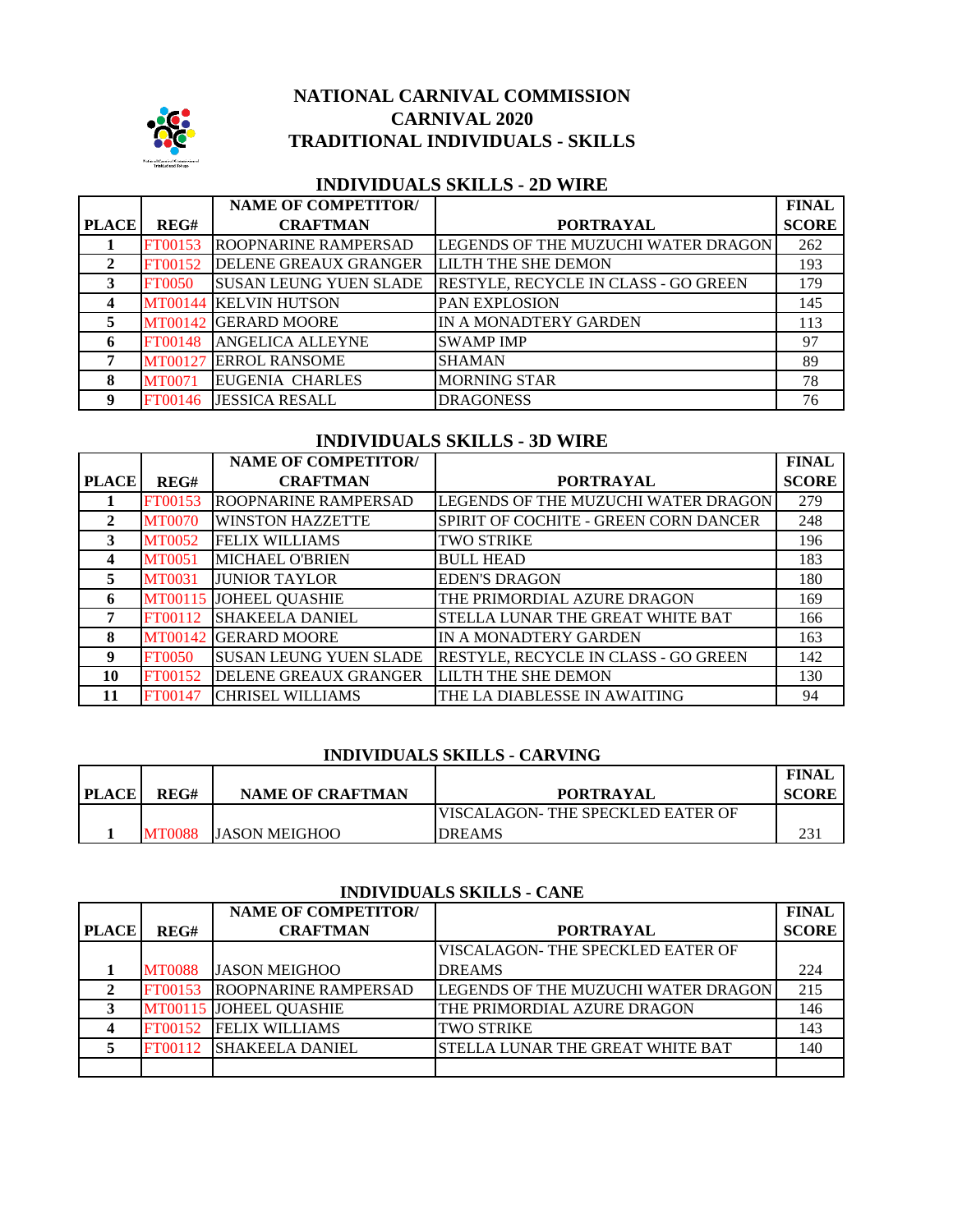# NATIONAL CARNIVAL COMMISSION
# CARNIVAL 2020
# TRADITIONAL INDIVIDUALS - SKILLS

## INDIVIDUALS SKILLS - 2D WIRE

| PLACE | REG# | NAME OF COMPETITOR/ CRAFTMAN | PORTRAYAL | FINAL SCORE |
|---|---|---|---|---|
| 1 | FT00153 | ROOPNARINE RAMPERSAD | LEGENDS OF THE MUZUCHI WATER DRAGON | 262 |
| 2 | FT00152 | DELENE GREAUX GRANGER | LILTH THE SHE DEMON | 193 |
| 3 | FT0050 | SUSAN LEUNG YUEN SLADE | RESTYLE, RECYCLE IN CLASS - GO GREEN | 179 |
| 4 | MT00144 | KELVIN HUTSON | PAN EXPLOSION | 145 |
| 5 | MT00142 | GERARD MOORE | IN A MONADTERY GARDEN | 113 |
| 6 | FT00148 | ANGELICA ALLEYNE | SWAMP IMP | 97 |
| 7 | MT00127 | ERROL RANSOME | SHAMAN | 89 |
| 8 | MT0071 | EUGENIA CHARLES | MORNING STAR | 78 |
| 9 | FT00146 | JESSICA RESALL | DRAGONESS | 76 |

## INDIVIDUALS SKILLS - 3D WIRE

| PLACE | REG# | NAME OF COMPETITOR/ CRAFTMAN | PORTRAYAL | FINAL SCORE |
|---|---|---|---|---|
| 1 | FT00153 | ROOPNARINE RAMPERSAD | LEGENDS OF THE MUZUCHI WATER DRAGON | 279 |
| 2 | MT0070 | WINSTON HAZZETTE | SPIRIT OF COCHITE - GREEN CORN DANCER | 248 |
| 3 | MT0052 | FELIX WILLIAMS | TWO STRIKE | 196 |
| 4 | MT0051 | MICHAEL O'BRIEN | BULL HEAD | 183 |
| 5 | MT0031 | JUNIOR TAYLOR | EDEN'S DRAGON | 180 |
| 6 | MT00115 | JOHEEL QUASHIE | THE PRIMORDIAL AZURE DRAGON | 169 |
| 7 | FT00112 | SHAKEELA DANIEL | STELLA LUNAR THE GREAT WHITE BAT | 166 |
| 8 | MT00142 | GERARD MOORE | IN A MONADTERY GARDEN | 163 |
| 9 | FT0050 | SUSAN LEUNG YUEN SLADE | RESTYLE, RECYCLE IN CLASS - GO GREEN | 142 |
| 10 | FT00152 | DELENE GREAUX GRANGER | LILTH THE SHE DEMON | 130 |
| 11 | FT00147 | CHRISEL WILLIAMS | THE LA DIABLESSE IN AWAITING | 94 |

## INDIVIDUALS SKILLS - CARVING

| PLACE | REG# | NAME OF CRAFTMAN | PORTRAYAL | FINAL SCORE |
|---|---|---|---|---|
| 1 | MT0088 | JASON MEIGHOO | VISCALAGON- THE SPECKLED EATER OF DREAMS | 231 |

## INDIVIDUALS SKILLS - CANE

| PLACE | REG# | NAME OF COMPETITOR/ CRAFTMAN | PORTRAYAL | FINAL SCORE |
|---|---|---|---|---|
| 1 | MT0088 | JASON MEIGHOO | VISCALAGON- THE SPECKLED EATER OF DREAMS | 224 |
| 2 | FT00153 | ROOPNARINE RAMPERSAD | LEGENDS OF THE MUZUCHI WATER DRAGON | 215 |
| 3 | MT00115 | JOHEEL QUASHIE | THE PRIMORDIAL AZURE DRAGON | 146 |
| 4 | FT00152 | FELIX WILLIAMS | TWO STRIKE | 143 |
| 5 | FT00112 | SHAKEELA DANIEL | STELLA LUNAR THE GREAT WHITE BAT | 140 |
| | | | | |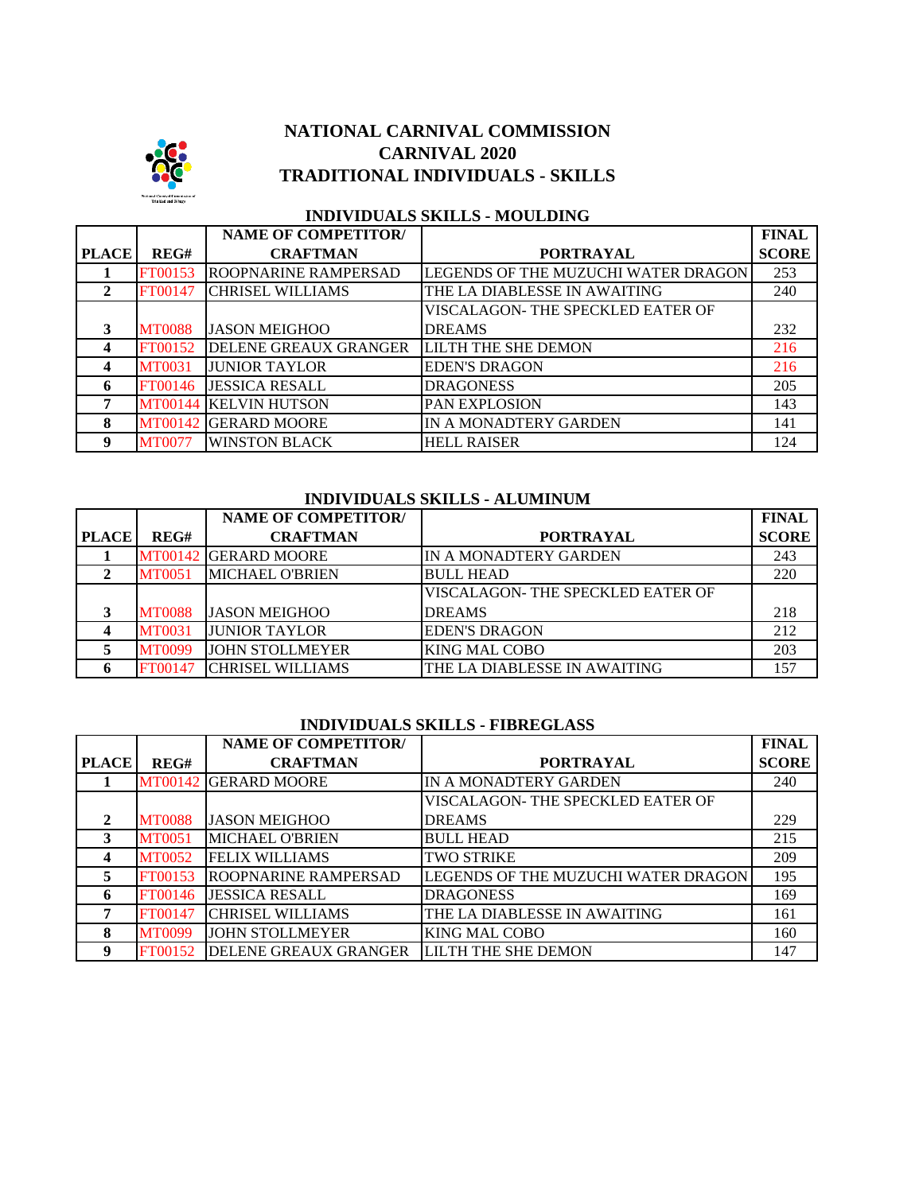# NATIONAL CARNIVAL COMMISSION
# CARNIVAL 2020
# TRADITIONAL INDIVIDUALS - SKILLS

## INDIVIDUALS SKILLS - MOULDING

| PLACE | REG# | NAME OF COMPETITOR/ CRAFTMAN | PORTRAYAL | FINAL SCORE |
|---|---|---|---|---|
| 1 | FT00153 | ROOPNARINE RAMPERSAD | LEGENDS OF THE MUZUCHI WATER DRAGON | 253 |
| 2 | FT00147 | CHRISEL WILLIAMS | THE LA DIABLESSE IN AWAITING | 240 |
| 3 | MT0088 | JASON MEIGHOO | VISCALAGON- THE SPECKLED EATER OF DREAMS | 232 |
| 4 | FT00152 | DELENE GREAUX GRANGER | LILTH THE SHE DEMON | 216 |
| 4 | MT0031 | JUNIOR TAYLOR | EDEN'S DRAGON | 216 |
| 6 | FT00146 | JESSICA RESALL | DRAGONESS | 205 |
| 7 | MT00144 | KELVIN HUTSON | PAN EXPLOSION | 143 |
| 8 | MT00142 | GERARD MOORE | IN A MONADTERY GARDEN | 141 |
| 9 | MT0077 | WINSTON BLACK | HELL RAISER | 124 |

## INDIVIDUALS SKILLS - ALUMINUM

| PLACE | REG# | NAME OF COMPETITOR/ CRAFTMAN | PORTRAYAL | FINAL SCORE |
|---|---|---|---|---|
| 1 | MT00142 | GERARD MOORE | IN A MONADTERY GARDEN | 243 |
| 2 | MT0051 | MICHAEL O'BRIEN | BULL HEAD | 220 |
| 3 | MT0088 | JASON MEIGHOO | VISCALAGON- THE SPECKLED EATER OF DREAMS | 218 |
| 4 | MT0031 | JUNIOR TAYLOR | EDEN'S DRAGON | 212 |
| 5 | MT0099 | JOHN STOLLMEYER | KING MAL COBO | 203 |
| 6 | FT00147 | CHRISEL WILLIAMS | THE LA DIABLESSE IN AWAITING | 157 |

## INDIVIDUALS SKILLS - FIBREGLASS

| PLACE | REG# | NAME OF COMPETITOR/ CRAFTMAN | PORTRAYAL | FINAL SCORE |
|---|---|---|---|---|
| 1 | MT00142 | GERARD MOORE | IN A MONADTERY GARDEN | 240 |
| 2 | MT0088 | JASON MEIGHOO | VISCALAGON- THE SPECKLED EATER OF DREAMS | 229 |
| 3 | MT0051 | MICHAEL O'BRIEN | BULL HEAD | 215 |
| 4 | MT0052 | FELIX WILLIAMS | TWO STRIKE | 209 |
| 5 | FT00153 | ROOPNARINE RAMPERSAD | LEGENDS OF THE MUZUCHI WATER DRAGON | 195 |
| 6 | FT00146 | JESSICA RESALL | DRAGONESS | 169 |
| 7 | FT00147 | CHRISEL WILLIAMS | THE LA DIABLESSE IN AWAITING | 161 |
| 8 | MT0099 | JOHN STOLLMEYER | KING MAL COBO | 160 |
| 9 | FT00152 | DELENE GREAUX GRANGER | LILTH THE SHE DEMON | 147 |